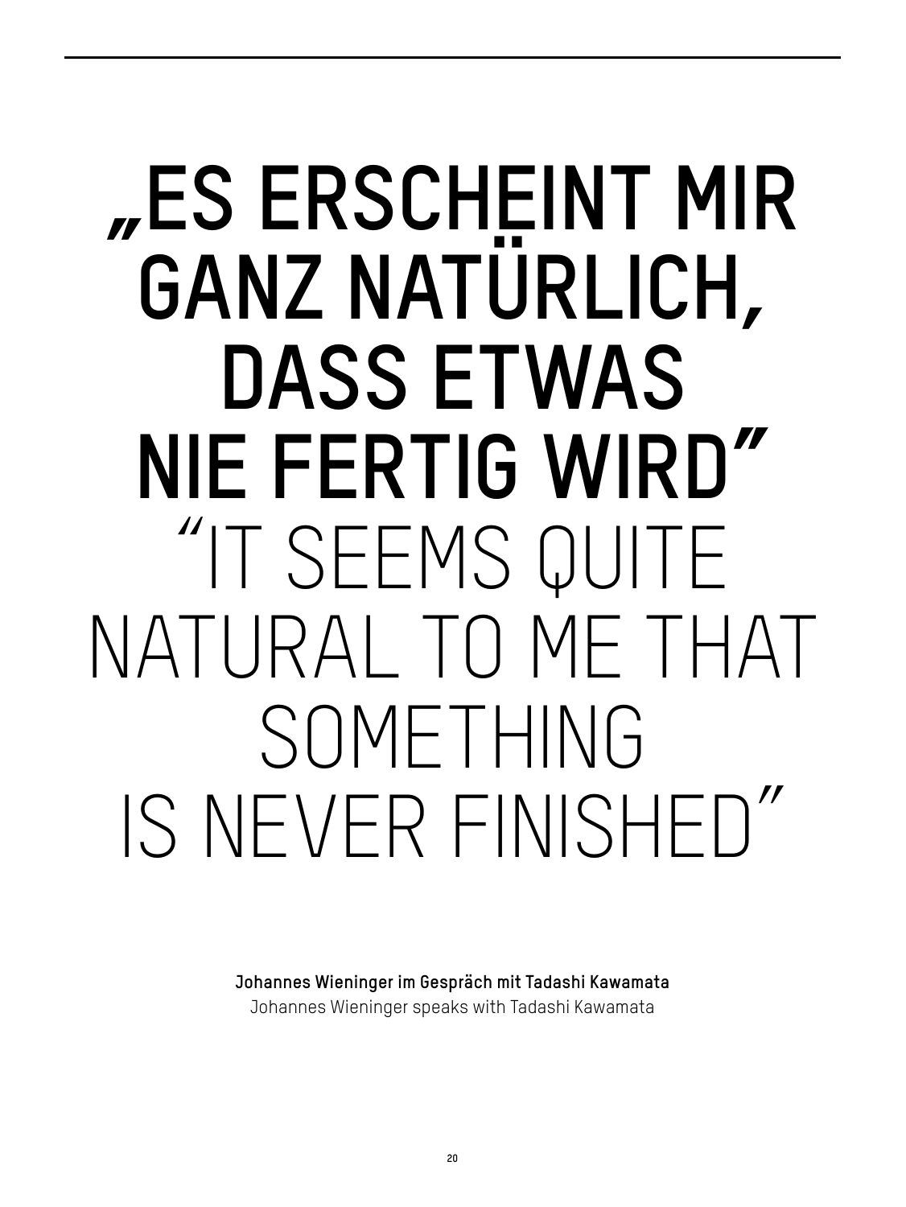# „ES ERSCHEINT MIR GANZ NATÜRLICH, DASS ETWAS NIE FERTIG WIRD"

# "IT SEEMS QUITE NATURAL TO ME THAT SOMETHING IS NEVER FINISHED"

**Johannes Wieninger im Gespräch mit Tadashi Kawamata**

Johannes Wieninger speaks with Tadashi Kawamata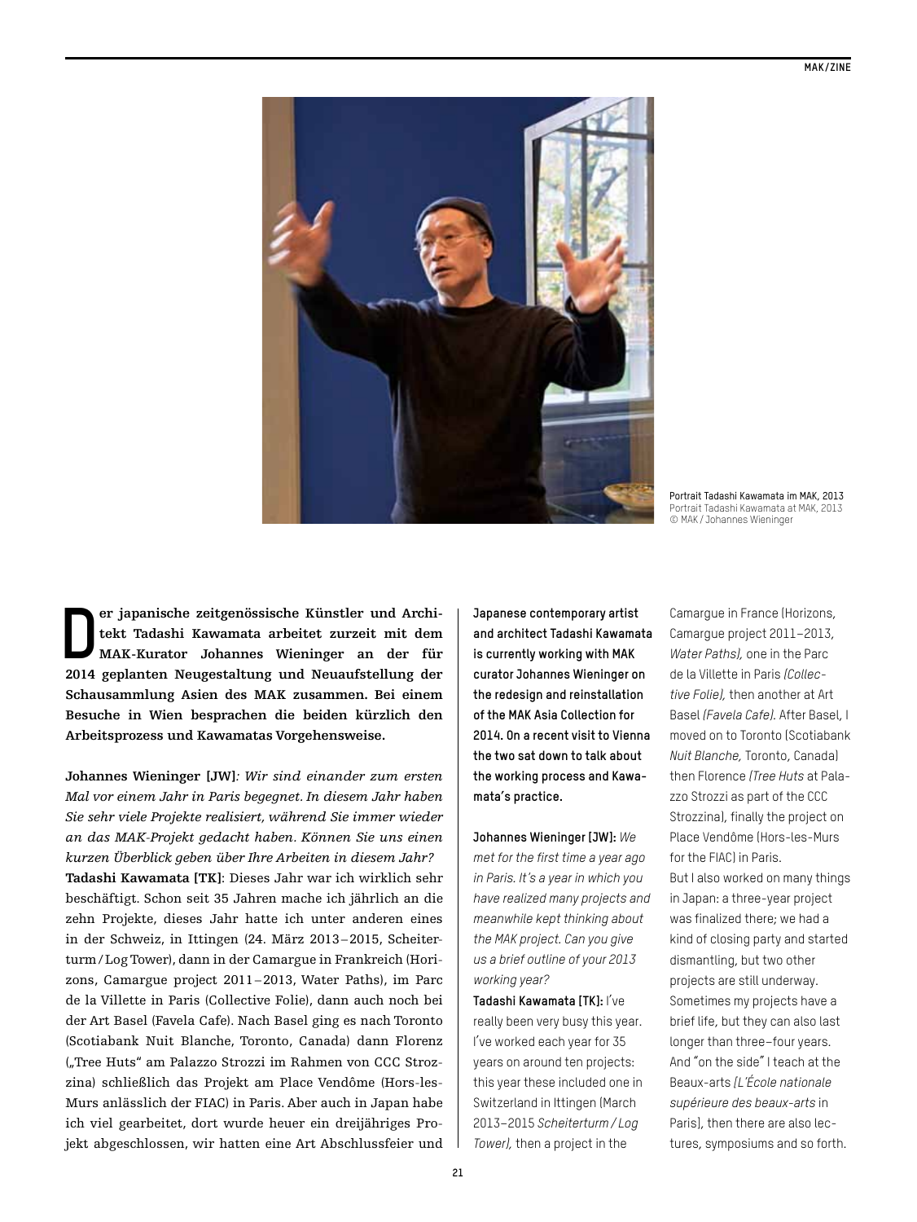Portrait Tadashi Kawamata im MAK, 2013
Portrait Tadashi Kawamata at MAK, 2013
© MAK / Johannes Wieninger

**Der japanische zeitgenössische Künstler und Architekt Tadashi Kawamata arbeitet zurzeit mit dem MAK-Kurator Johannes Wieninger an der für 2014 geplanten Neugestaltung und Neuaufstellung der Schausammlung Asien des MAK zusammen. Bei einem Besuche in Wien besprachen die beiden kürzlich den Arbeitsprozess und Kawamatas Vorgehensweise.**

**Johannes Wieninger [JW]**: *Wir sind einander zum ersten Mal vor einem Jahr in Paris begegnet. In diesem Jahr haben Sie sehr viele Projekte realisiert, während Sie immer wieder an das MAK-Projekt gedacht haben. Können Sie uns einen kurzen Überblick geben über Ihre Arbeiten in diesem Jahr?*

**Tadashi Kawamata [TK]**: Dieses Jahr war ich wirklich sehr beschäftigt. Schon seit 35 Jahren mache ich jährlich an die zehn Projekte, dieses Jahr hatte ich unter anderen eines in der Schweiz, in Ittingen (24. März 2013 – 2015, Scheiterturm / Log Tower), dann in der Camargue in Frankreich (Horizons, Camargue project 2011 – 2013, Water Paths), im Parc de la Villette in Paris (Collective Folie), dann auch noch bei der Art Basel (Favela Cafe). Nach Basel ging es nach Toronto (Scotiabank Nuit Blanche, Toronto, Canada) dann Florenz („Tree Huts" am Palazzo Strozzi im Rahmen von CCC Strozzina) schließlich das Projekt am Place Vendôme (Hors-les-Murs anlässlich der FIAC) in Paris. Aber auch in Japan habe ich viel gearbeitet, dort wurde heuer ein dreijähriges Projekt abgeschlossen, wir hatten eine Art Abschlussfeier und

**Japanese contemporary artist and architect Tadashi Kawamata is currently working with MAK curator Johannes Wieninger on the redesign and reinstallation of the MAK Asia Collection for 2014. On a recent visit to Vienna the two sat down to talk about the working process and Kawamata's practice.**

**Johannes Wieninger [JW]:** *We met for the first time a year ago in Paris. It's a year in which you have realized many projects and meanwhile kept thinking about the MAK project. Can you give us a brief outline of your 2013 working year?*

**Tadashi Kawamata [TK]:** I've really been very busy this year. I've worked each year for 35 years on around ten projects: this year these included one in Switzerland in Ittingen (March 2013–2015 *Scheiterturm / Log Tower),* then a project in the Camargue in France (Horizons, Camargue project 2011–2013, *Water Paths),* one in the Parc de la Villette in Paris *(Collective Folie),* then another at Art Basel *(Favela Cafe).* After Basel, I moved on to Toronto (Scotiabank *Nuit Blanche,* Toronto, Canada) then Florence *(Tree Huts* at Palazzo Strozzi as part of the CCC Strozzina), finally the project on Place Vendôme (Hors-les-Murs for the FIAC) in Paris.
But I also worked on many things in Japan: a three-year project was finalized there; we had a kind of closing party and started dismantling, but two other projects are still underway. Sometimes my projects have a brief life, but they can also last longer than three–four years. And "on the side" I teach at the Beaux-arts *[L'École nationale supérieure des beaux-arts* in Paris], then there are also lectures, symposiums and so forth.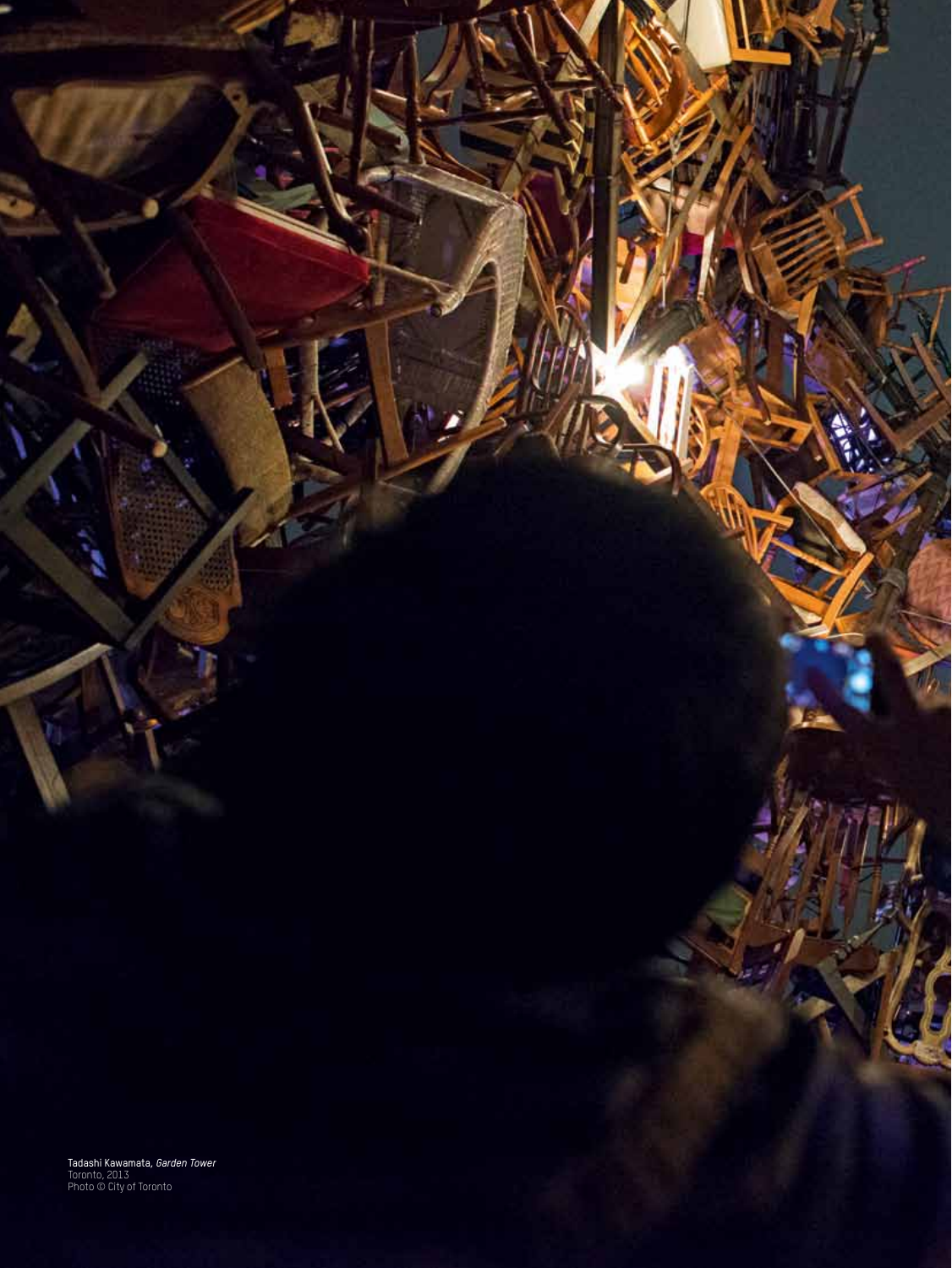Tadashi Kawamata, *Garden Tower*
Toronto, 2013
Photo © City of Toronto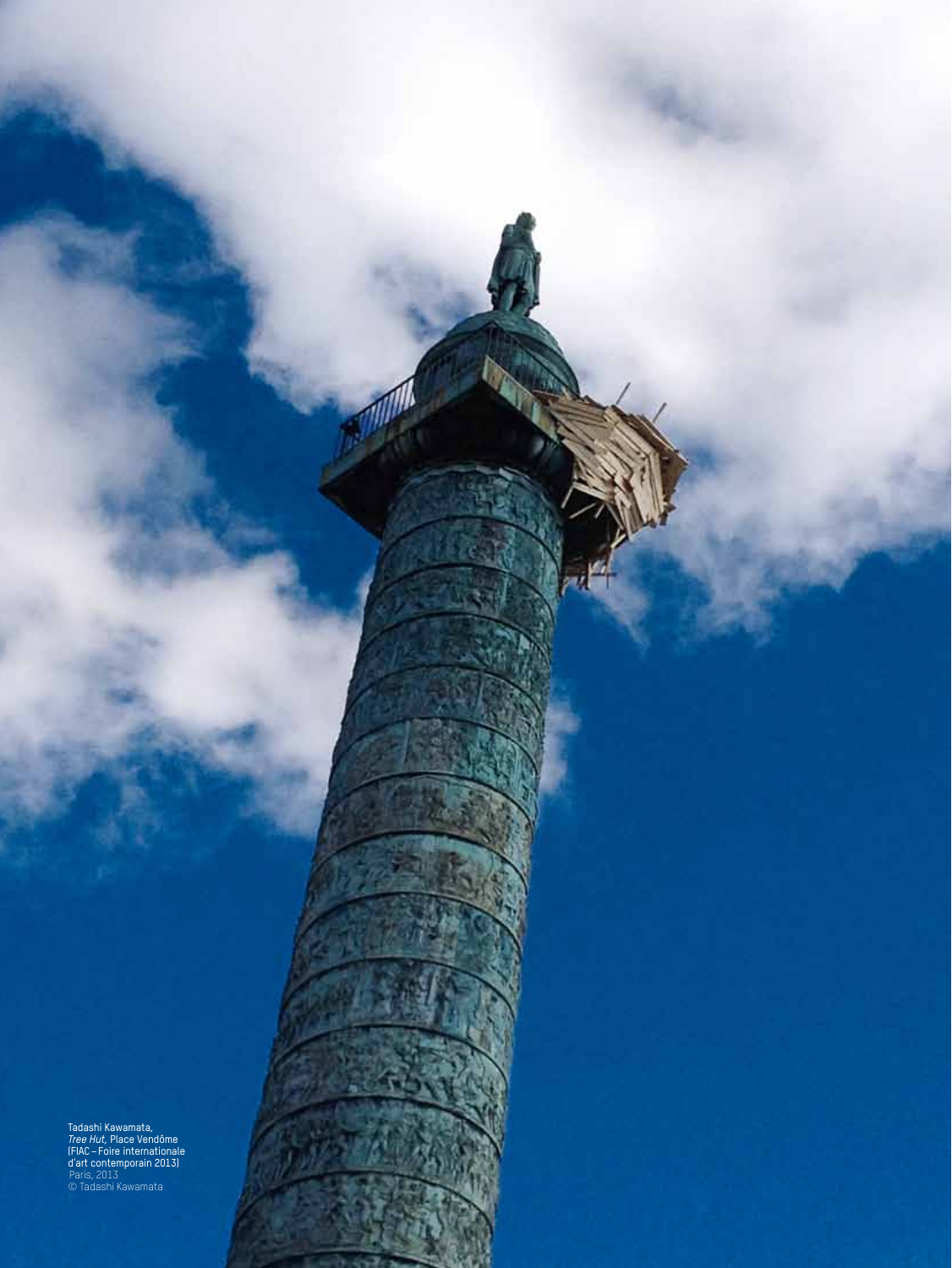Tadashi Kawamata,
*Tree Hut,* Place Vendôme
(FIAC – Foire internationale
d'art contemporain 2013)
Paris, 2013
© Tadashi Kawamata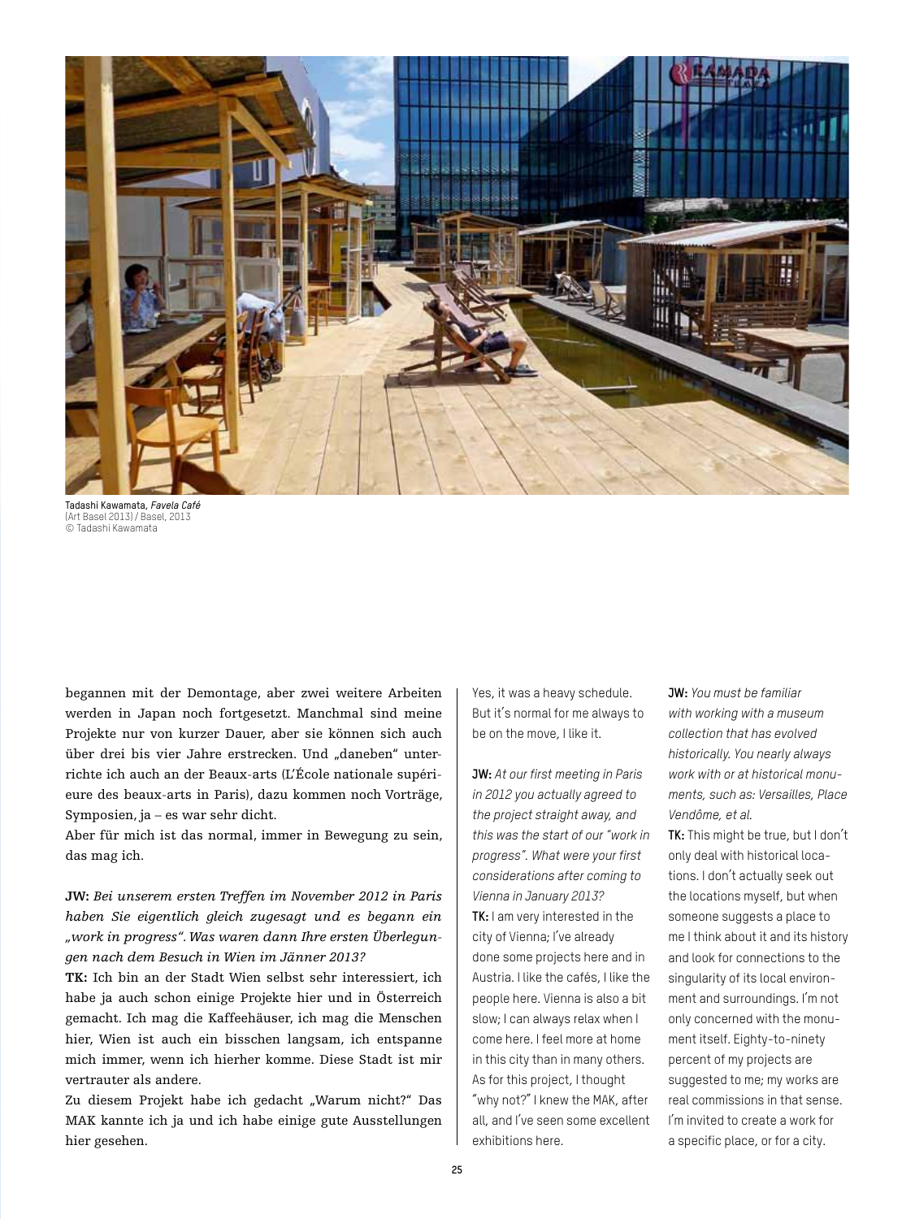Tadashi Kawamata, *Favela Café*
(Art Basel 2013) / Basel, 2013
© Tadashi Kawamata

begannen mit der Demontage, aber zwei weitere Arbeiten werden in Japan noch fortgesetzt. Manchmal sind meine Projekte nur von kurzer Dauer, aber sie können sich auch über drei bis vier Jahre erstrecken. Und „daneben" unterrichte ich auch an der Beaux-arts (L'École nationale supérieure des beaux-arts in Paris), dazu kommen noch Vorträge, Symposien, ja – es war sehr dicht.
Aber für mich ist das normal, immer in Bewegung zu sein, das mag ich.

**JW:** *Bei unserem ersten Treffen im November 2012 in Paris haben Sie eigentlich gleich zugesagt und es begann ein „work in progress". Was waren dann Ihre ersten Überlegungen nach dem Besuch in Wien im Jänner 2013?*
**TK:** Ich bin an der Stadt Wien selbst sehr interessiert, ich habe ja auch schon einige Projekte hier und in Österreich gemacht. Ich mag die Kaffeehäuser, ich mag die Menschen hier, Wien ist auch ein bisschen langsam, ich entspanne mich immer, wenn ich hierher komme. Diese Stadt ist mir vertrauter als andere.
Zu diesem Projekt habe ich gedacht „Warum nicht?" Das MAK kannte ich ja und ich habe einige gute Ausstellungen hier gesehen.

Yes, it was a heavy schedule. But it's normal for me always to be on the move, I like it.

**JW:** *At our first meeting in Paris in 2012 you actually agreed to the project straight away, and this was the start of our "work in progress". What were your first considerations after coming to Vienna in January 2013?*
**TK:** I am very interested in the city of Vienna; I've already done some projects here and in Austria. I like the cafés, I like the people here. Vienna is also a bit slow; I can always relax when I come here. I feel more at home in this city than in many others. As for this project, I thought "why not?" I knew the MAK, after all, and I've seen some excellent exhibitions here.

**JW:** *You must be familiar with working with a museum collection that has evolved historically. You nearly always work with or at historical monuments, such as: Versailles, Place Vendôme, et al.*
**TK:** This might be true, but I don't only deal with historical locations. I don't actually seek out the locations myself, but when someone suggests a place to me I think about it and its history and look for connections to the singularity of its local environment and surroundings. I'm not only concerned with the monument itself. Eighty-to-ninety percent of my projects are suggested to me; my works are real commissions in that sense. I'm invited to create a work for a specific place, or for a city.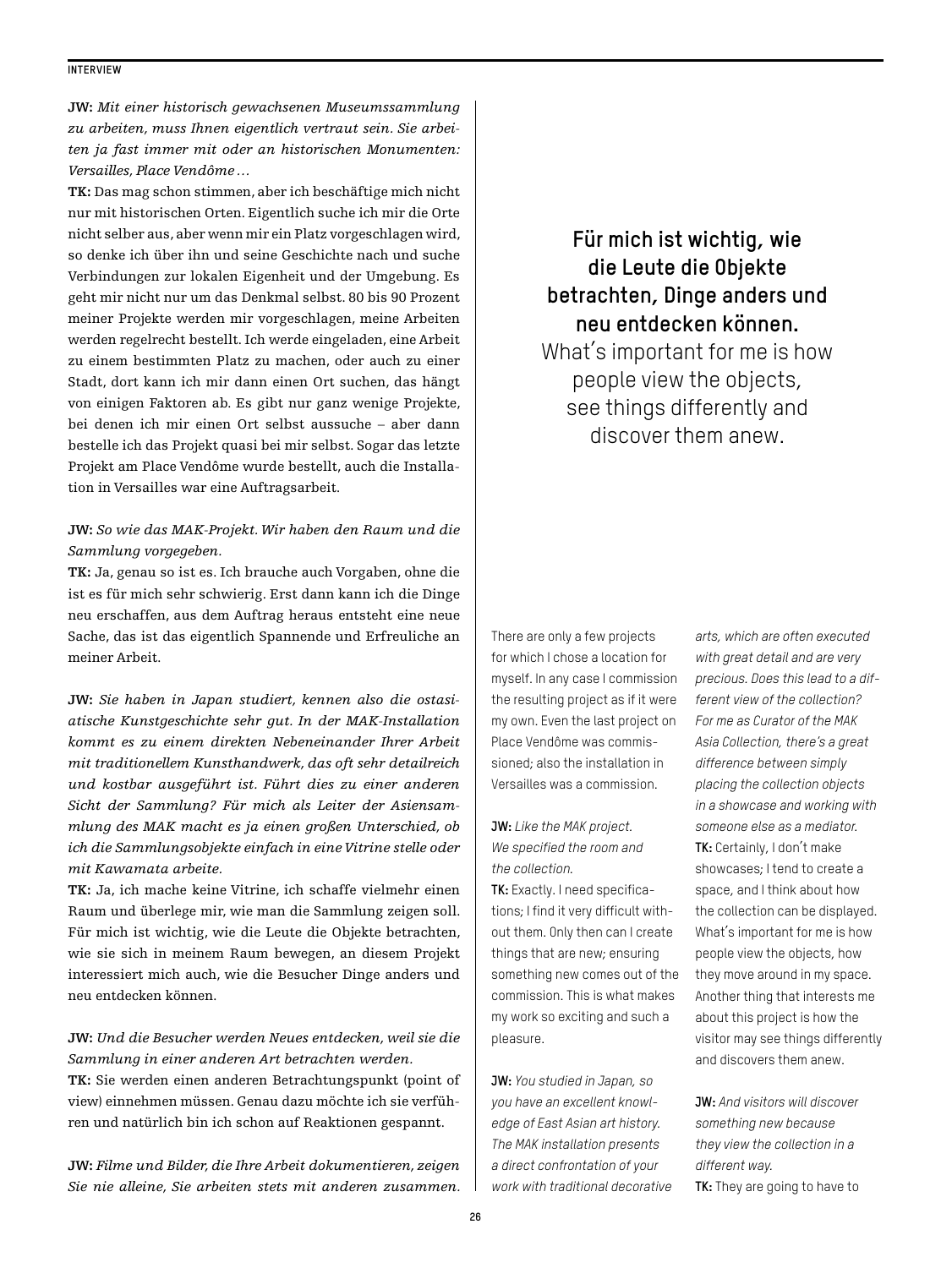**JW:** *Mit einer historisch gewachsenen Museumssammlung zu arbeiten, muss Ihnen eigentlich vertraut sein. Sie arbeiten ja fast immer mit oder an historischen Monumenten: Versailles, Place Vendôme …*

**TK:** Das mag schon stimmen, aber ich beschäftige mich nicht nur mit historischen Orten. Eigentlich suche ich mir die Orte nicht selber aus, aber wenn mir ein Platz vorgeschlagen wird, so denke ich über ihn und seine Geschichte nach und suche Verbindungen zur lokalen Eigenheit und der Umgebung. Es geht mir nicht nur um das Denkmal selbst. 80 bis 90 Prozent meiner Projekte werden mir vorgeschlagen, meine Arbeiten werden regelrecht bestellt. Ich werde eingeladen, eine Arbeit zu einem bestimmten Platz zu machen, oder auch zu einer Stadt, dort kann ich mir dann einen Ort suchen, das hängt von einigen Faktoren ab. Es gibt nur ganz wenige Projekte, bei denen ich mir einen Ort selbst aussuche – aber dann bestelle ich das Projekt quasi bei mir selbst. Sogar das letzte Projekt am Place Vendôme wurde bestellt, auch die Installation in Versailles war eine Auftragsarbeit.

**JW:** *So wie das MAK-Projekt. Wir haben den Raum und die Sammlung vorgegeben.*

**TK:** Ja, genau so ist es. Ich brauche auch Vorgaben, ohne die ist es für mich sehr schwierig. Erst dann kann ich die Dinge neu erschaffen, aus dem Auftrag heraus entsteht eine neue Sache, das ist das eigentlich Spannende und Erfreuliche an meiner Arbeit.

**JW:** *Sie haben in Japan studiert, kennen also die ostasiatische Kunstgeschichte sehr gut. In der MAK-Installation kommt es zu einem direkten Nebeneinander Ihrer Arbeit mit traditionellem Kunsthandwerk, das oft sehr detailreich und kostbar ausgeführt ist. Führt dies zu einer anderen Sicht der Sammlung? Für mich als Leiter der Asiensammlung des MAK macht es ja einen großen Unterschied, ob ich die Sammlungsobjekte einfach in eine Vitrine stelle oder mit Kawamata arbeite.*

**TK:** Ja, ich mache keine Vitrine, ich schaffe vielmehr einen Raum und überlege mir, wie man die Sammlung zeigen soll. Für mich ist wichtig, wie die Leute die Objekte betrachten, wie sie sich in meinem Raum bewegen, an diesem Projekt interessiert mich auch, wie die Besucher Dinge anders und neu entdecken können.

**JW:** *Und die Besucher werden Neues entdecken, weil sie die Sammlung in einer anderen Art betrachten werden.*

**TK:** Sie werden einen anderen Betrachtungspunkt (point of view) einnehmen müssen. Genau dazu möchte ich sie verführen und natürlich bin ich schon auf Reaktionen gespannt.

**JW:** *Filme und Bilder, die Ihre Arbeit dokumentieren, zeigen Sie nie alleine, Sie arbeiten stets mit anderen zusammen.*

**Für mich ist wichtig, wie die Leute die Objekte betrachten, Dinge anders und neu entdecken können.**

What's important for me is how people view the objects, see things differently and discover them anew.

There are only a few projects for which I chose a location for myself. In any case I commission the resulting project as if it were my own. Even the last project on Place Vendôme was commissioned; also the installation in Versailles was a commission.

**JW:** *Like the MAK project. We specified the room and the collection.*

**TK:** Exactly. I need specifications; I find it very difficult without them. Only then can I create things that are new; ensuring something new comes out of the commission. This is what makes my work so exciting and such a pleasure.

**JW:** *You studied in Japan, so you have an excellent knowledge of East Asian art history. The MAK installation presents a direct confrontation of your work with traditional decorative arts, which are often executed with great detail and are very precious. Does this lead to a different view of the collection? For me as Curator of the MAK Asia Collection, there's a great difference between simply placing the collection objects in a showcase and working with someone else as a mediator.*

**TK:** Certainly, I don't make showcases; I tend to create a space, and I think about how the collection can be displayed. What's important for me is how people view the objects, how they move around in my space. Another thing that interests me about this project is how the visitor may see things differently and discovers them anew.

**JW:** *And visitors will discover something new because they view the collection in a different way.*

**TK:** They are going to have to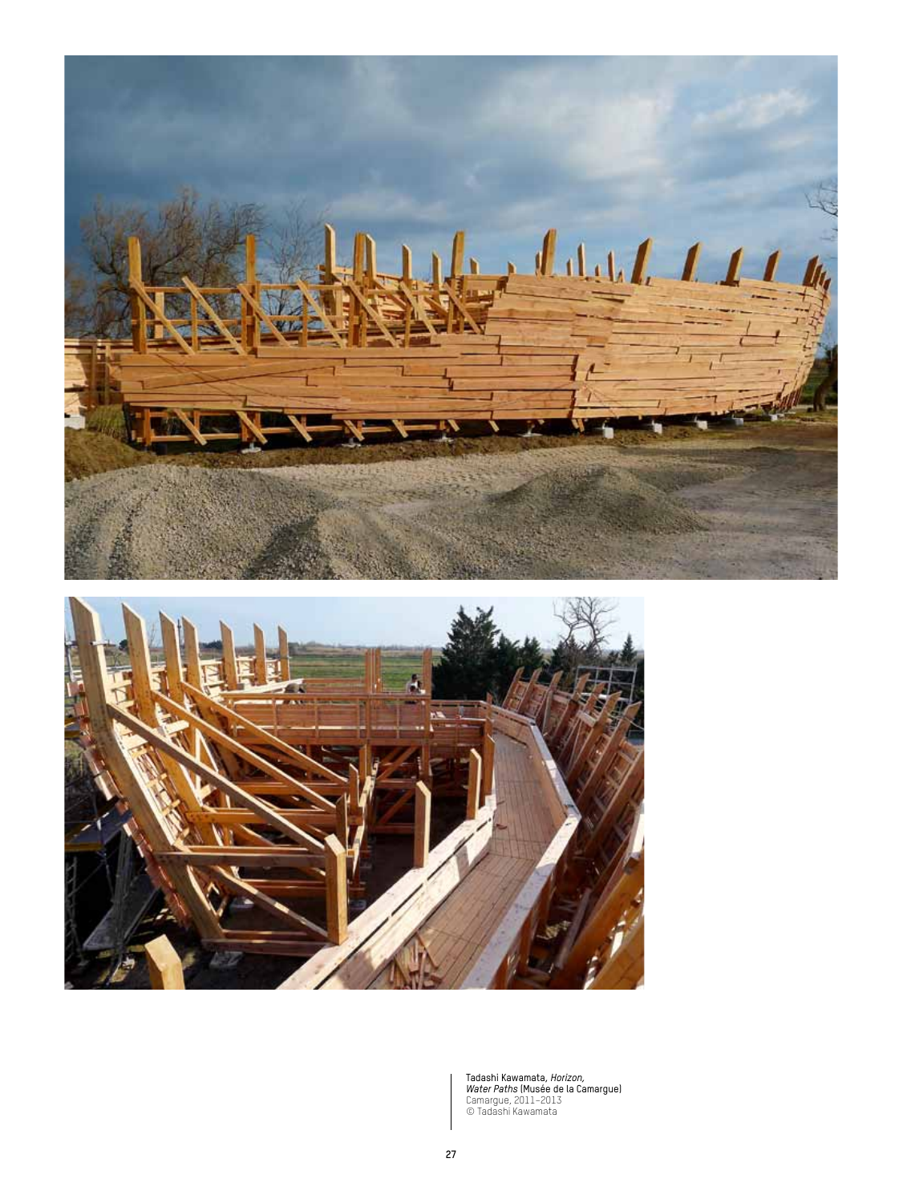Tadashi Kawamata, *Horizon, Water Paths* (Musée de la Camargue)
Camargue, 2011–2013
© Tadashi Kawamata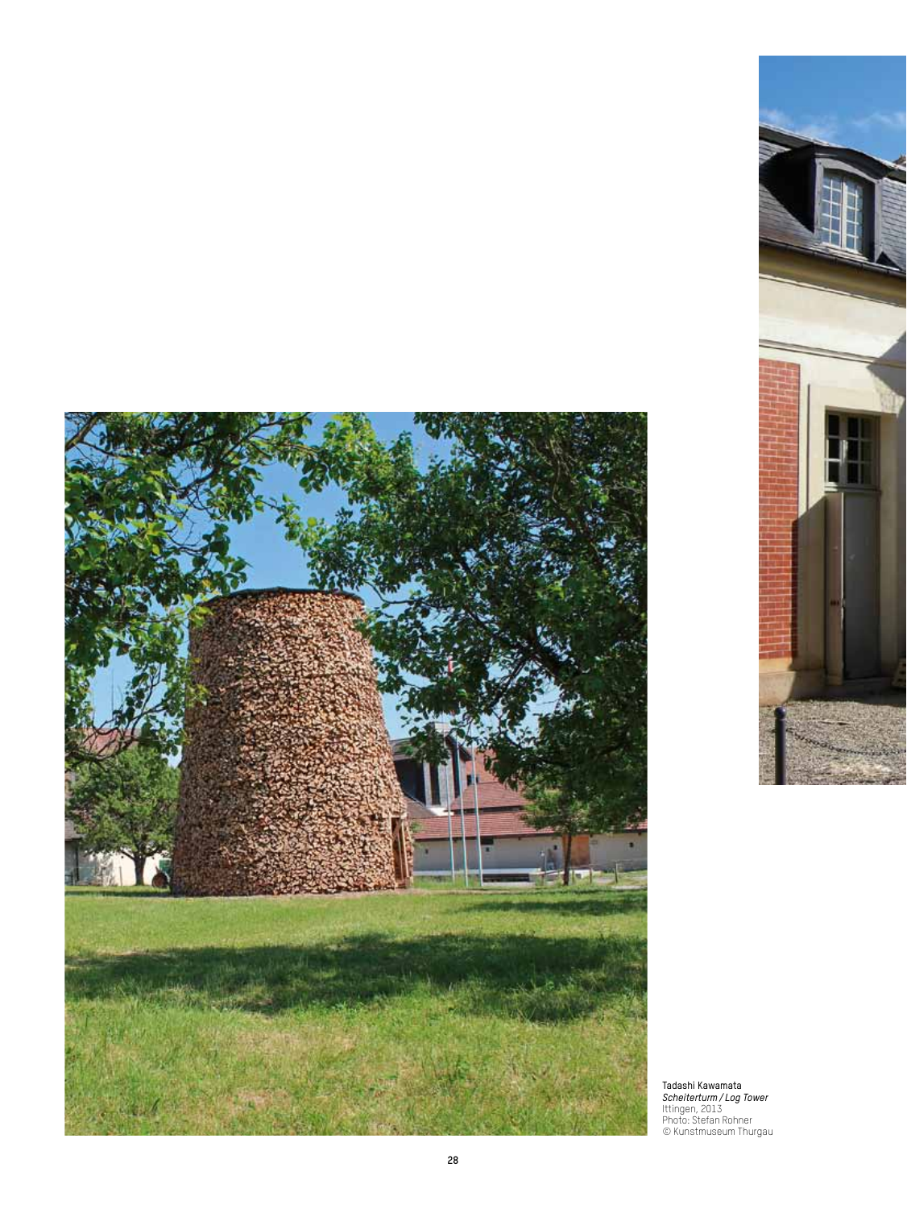Tadashi Kawamata
*Scheiterturm / Log Tower*
Ittingen, 2013
Photo: Stefan Rohner
© Kunstmuseum Thurgau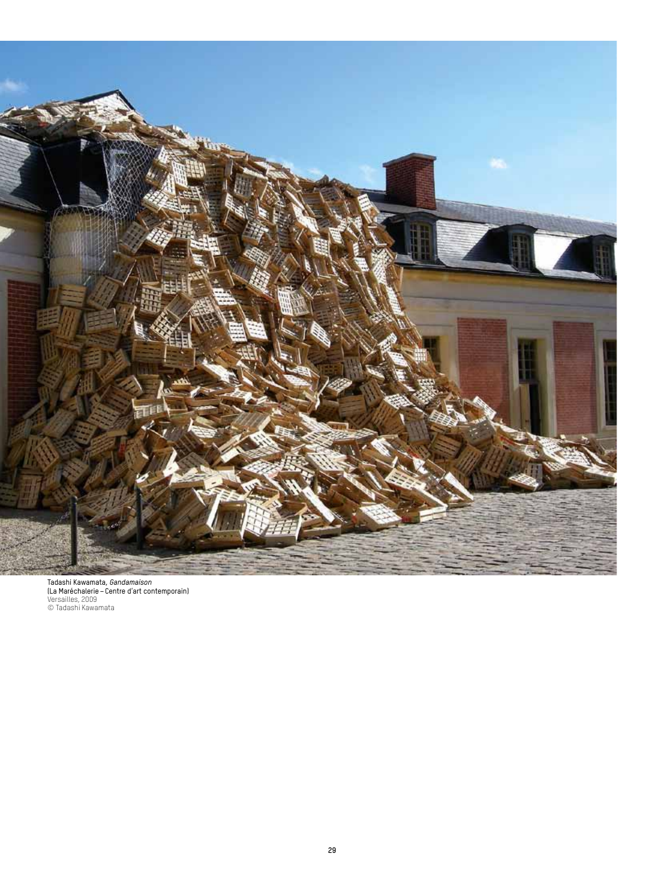Tadashi Kawamata, *Gandamaison*
(La Maréchalerie – Centre d'art contemporain)
Versailles, 2009
© Tadashi Kawamata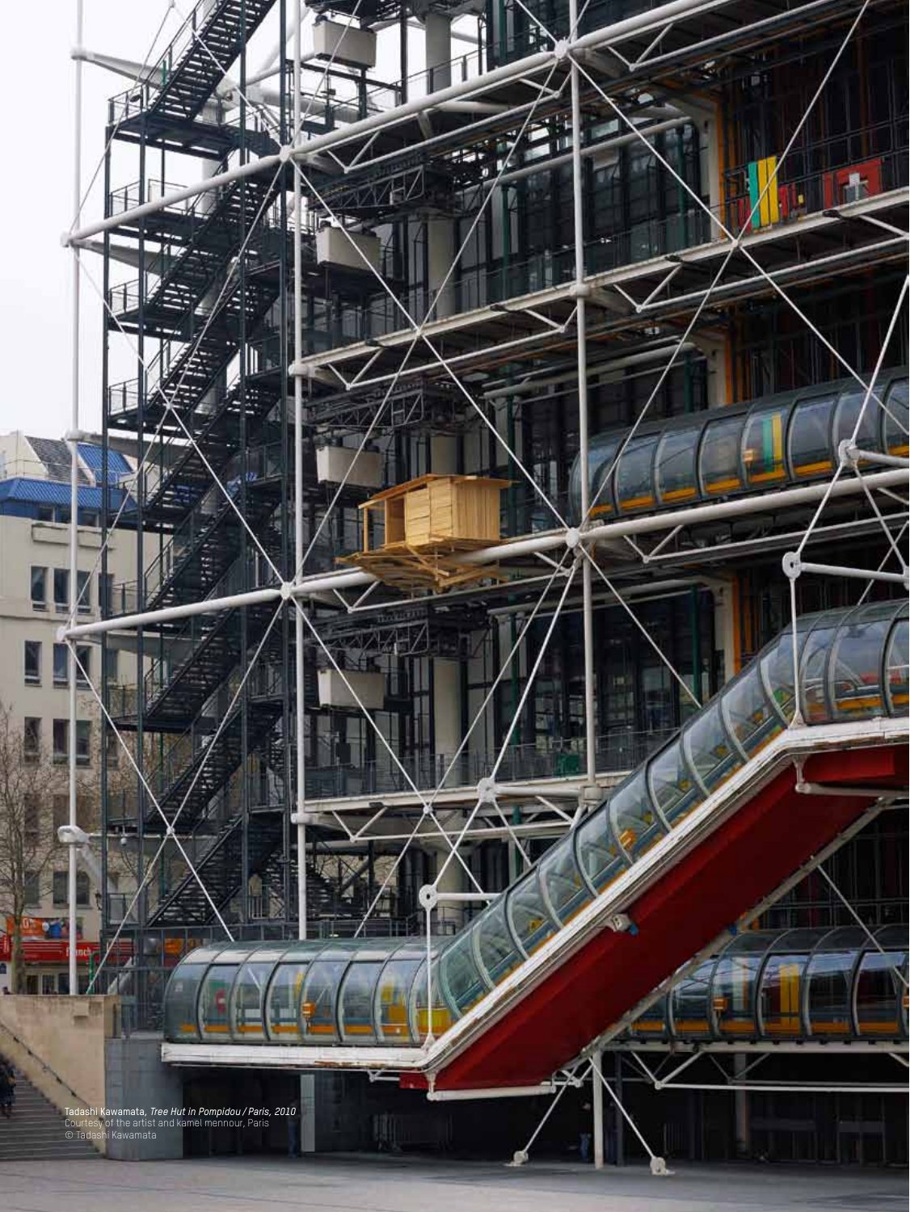Tadashi Kawamata, *Tree Hut in Pompidou / Paris, 2010*
Courtesy of the artist and kamel mennour, Paris
© Tadashi Kawamata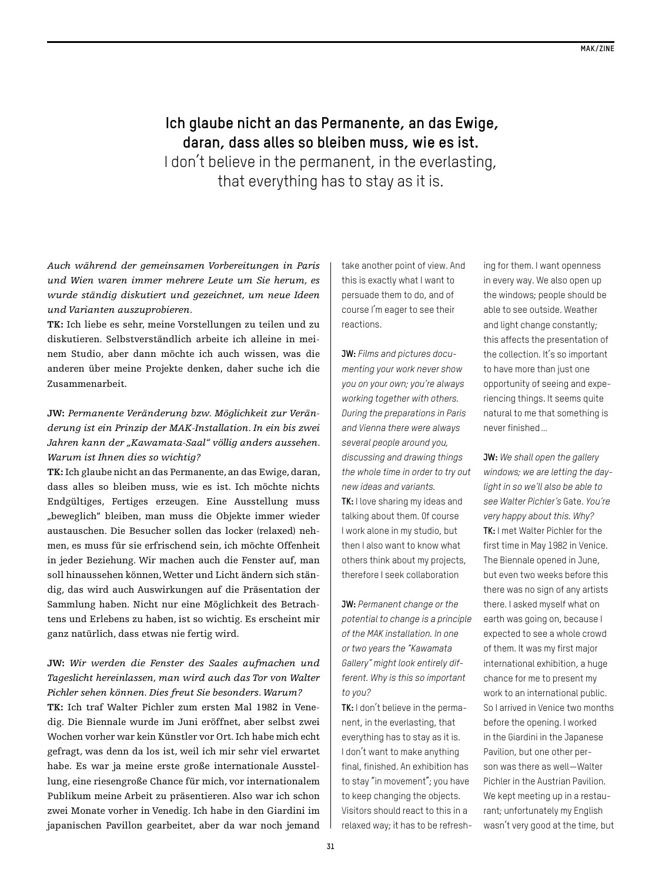**Ich glaube nicht an das Permanente, an das Ewige, daran, dass alles so bleiben muss, wie es ist.**
I don't believe in the permanent, in the everlasting, that everything has to stay as it is.

*Auch während der gemeinsamen Vorbereitungen in Paris und Wien waren immer mehrere Leute um Sie herum, es wurde ständig diskutiert und gezeichnet, um neue Ideen und Varianten auszuprobieren.*

**TK:** Ich liebe es sehr, meine Vorstellungen zu teilen und zu diskutieren. Selbstverständlich arbeite ich alleine in meinem Studio, aber dann möchte ich auch wissen, was die anderen über meine Projekte denken, daher suche ich die Zusammenarbeit.

**JW:** *Permanente Veränderung bzw. Möglichkeit zur Veränderung ist ein Prinzip der MAK-Installation. In ein bis zwei Jahren kann der „Kawamata-Saal" völlig anders aussehen. Warum ist Ihnen dies so wichtig?*

**TK:** Ich glaube nicht an das Permanente, an das Ewige, daran, dass alles so bleiben muss, wie es ist. Ich möchte nichts Endgültiges, Fertiges erzeugen. Eine Ausstellung muss „beweglich" bleiben, man muss die Objekte immer wieder austauschen. Die Besucher sollen das locker (relaxed) nehmen, es muss für sie erfrischend sein, ich möchte Offenheit in jeder Beziehung. Wir machen auch die Fenster auf, man soll hinaussehen können, Wetter und Licht ändern sich ständig, das wird auch Auswirkungen auf die Präsentation der Sammlung haben. Nicht nur eine Möglichkeit des Betrachtens und Erlebens zu haben, ist so wichtig. Es erscheint mir ganz natürlich, dass etwas nie fertig wird.

**JW:** *Wir werden die Fenster des Saales aufmachen und Tageslicht hereinlassen, man wird auch das Tor von Walter Pichler sehen können. Dies freut Sie besonders. Warum?*

**TK:** Ich traf Walter Pichler zum ersten Mal 1982 in Venedig. Die Biennale wurde im Juni eröffnet, aber selbst zwei Wochen vorher war kein Künstler vor Ort. Ich habe mich echt gefragt, was denn da los ist, weil ich mir sehr viel erwartet habe. Es war ja meine erste große internationale Ausstellung, eine riesengroße Chance für mich, vor internationalem Publikum meine Arbeit zu präsentieren. Also war ich schon zwei Monate vorher in Venedig. Ich habe in den Giardini im japanischen Pavillon gearbeitet, aber da war noch jemand

take another point of view. And this is exactly what I want to persuade them to do, and of course I'm eager to see their reactions.

**JW:** *Films and pictures documenting your work never show you on your own; you're always working together with others. During the preparations in Paris and Vienna there were always several people around you, discussing and drawing things the whole time in order to try out new ideas and variants.*

**TK:** I love sharing my ideas and talking about them. Of course I work alone in my studio, but then I also want to know what others think about my projects, therefore I seek collaboration

**JW:** *Permanent change or the potential to change is a principle of the MAK installation. In one or two years the "Kawamata Gallery" might look entirely different. Why is this so important to you?*

**TK:** I don't believe in the permanent, in the everlasting, that everything has to stay as it is. I don't want to make anything final, finished. An exhibition has to stay "in movement"; you have to keep changing the objects. Visitors should react to this in a relaxed way; it has to be refreshing for them. I want openness in every way. We also open up the windows; people should be able to see outside. Weather and light change constantly; this affects the presentation of the collection. It's so important to have more than just one opportunity of seeing and experiencing things. It seems quite natural to me that something is never finished ...

**JW:** *We shall open the gallery windows; we are letting the daylight in so we'll also be able to see Walter Pichler's* Gate. *You're very happy about this. Why?*

**TK:** I met Walter Pichler for the first time in May 1982 in Venice. The Biennale opened in June, but even two weeks before this there was no sign of any artists there. I asked myself what on earth was going on, because I expected to see a whole crowd of them. It was my first major international exhibition, a huge chance for me to present my work to an international public. So I arrived in Venice two months before the opening. I worked in the Giardini in the Japanese Pavilion, but one other person was there as well—Walter Pichler in the Austrian Pavilion. We kept meeting up in a restaurant; unfortunately my English wasn't very good at the time, but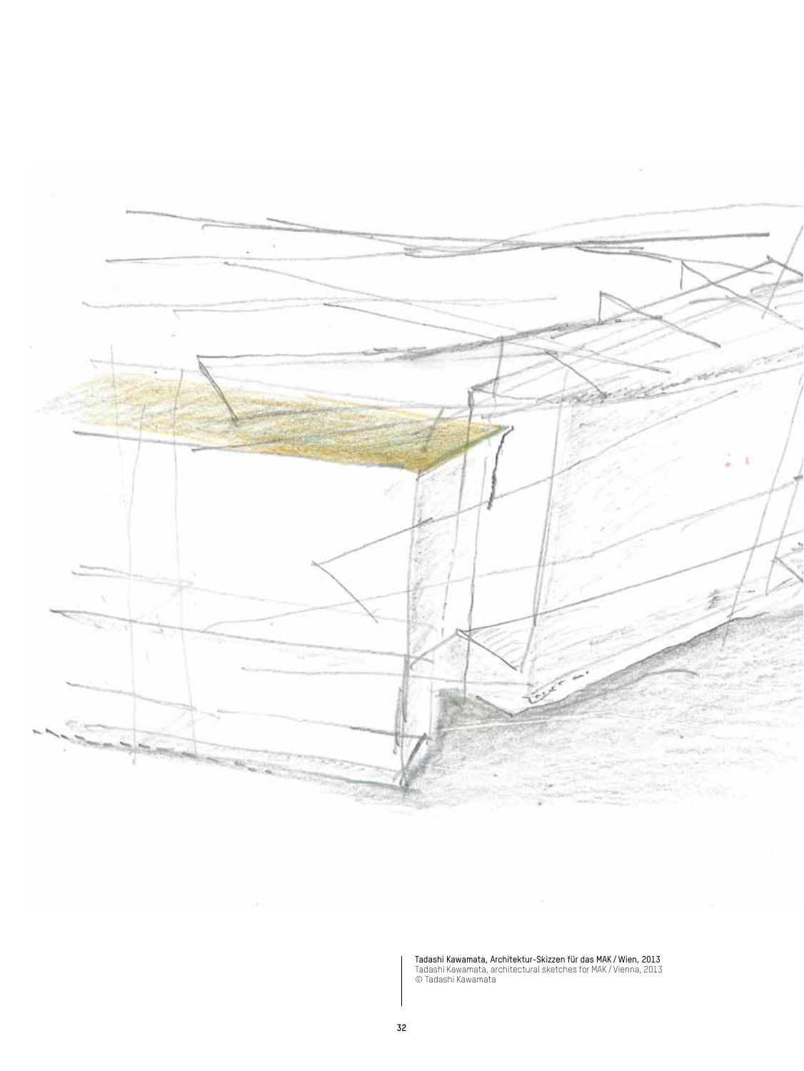Tadashi Kawamata, Architektur-Skizzen für das MAK / Wien, 2013
Tadashi Kawamata, architectural sketches for MAK / Vienna, 2013
© Tadashi Kawamata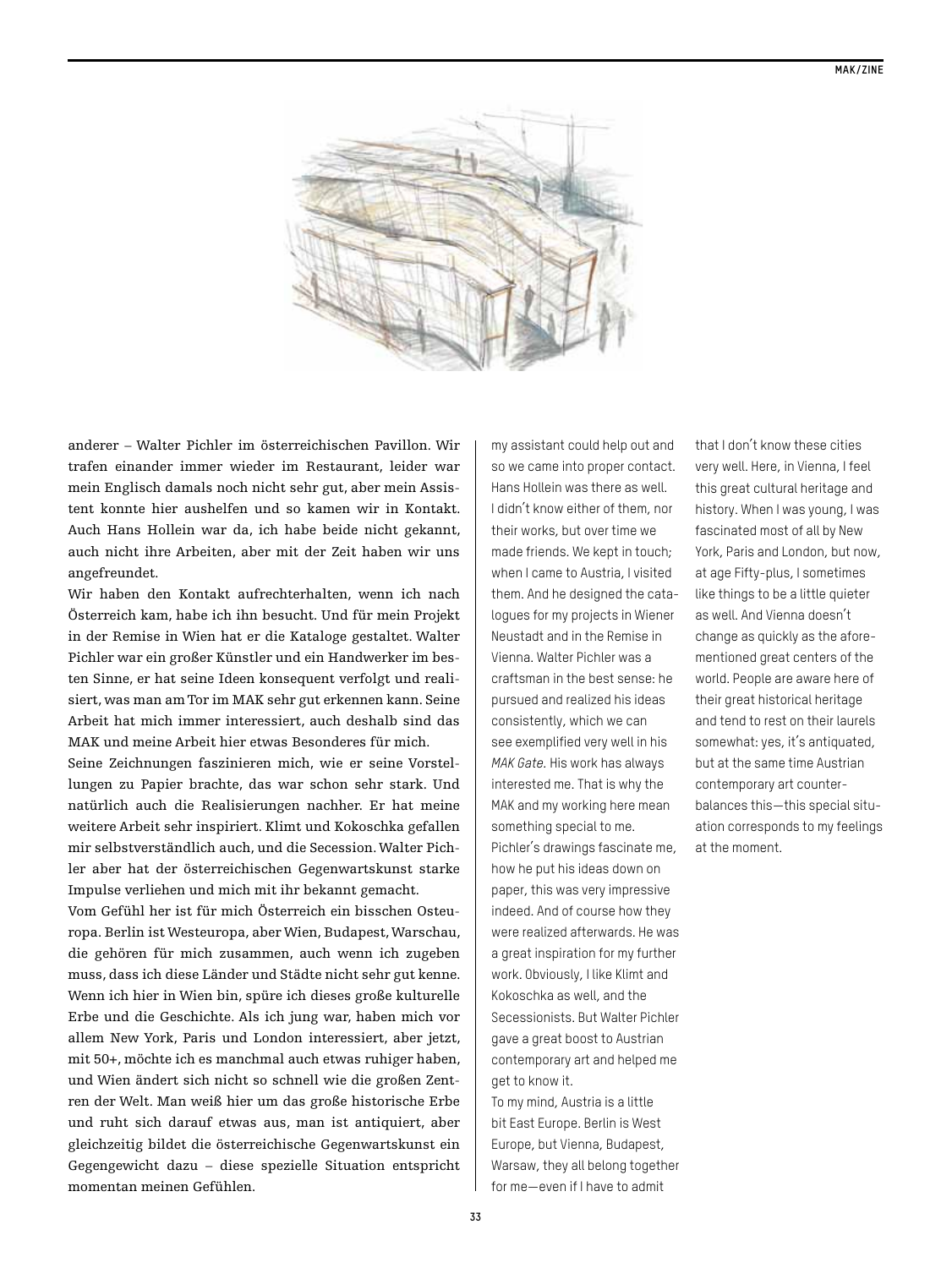anderer – Walter Pichler im österreichischen Pavillon. Wir trafen einander immer wieder im Restaurant, leider war mein Englisch damals noch nicht sehr gut, aber mein Assistent konnte hier aushelfen und so kamen wir in Kontakt. Auch Hans Hollein war da, ich habe beide nicht gekannt, auch nicht ihre Arbeiten, aber mit der Zeit haben wir uns angefreundet.

Wir haben den Kontakt aufrechterhalten, wenn ich nach Österreich kam, habe ich ihn besucht. Und für mein Projekt in der Remise in Wien hat er die Kataloge gestaltet. Walter Pichler war ein großer Künstler und ein Handwerker im besten Sinne, er hat seine Ideen konsequent verfolgt und realisiert, was man am Tor im MAK sehr gut erkennen kann. Seine Arbeit hat mich immer interessiert, auch deshalb sind das MAK und meine Arbeit hier etwas Besonderes für mich.

Seine Zeichnungen faszinieren mich, wie er seine Vorstellungen zu Papier brachte, das war schon sehr stark. Und natürlich auch die Realisierungen nachher. Er hat meine weitere Arbeit sehr inspiriert. Klimt und Kokoschka gefallen mir selbstverständlich auch, und die Secession. Walter Pichler aber hat der österreichischen Gegenwartskunst starke Impulse verliehen und mich mit ihr bekannt gemacht.

Vom Gefühl her ist für mich Österreich ein bisschen Osteuropa. Berlin ist Westeuropa, aber Wien, Budapest, Warschau, die gehören für mich zusammen, auch wenn ich zugeben muss, dass ich diese Länder und Städte nicht sehr gut kenne. Wenn ich hier in Wien bin, spüre ich dieses große kulturelle Erbe und die Geschichte. Als ich jung war, haben mich vor allem New York, Paris und London interessiert, aber jetzt, mit 50+, möchte ich es manchmal auch etwas ruhiger haben, und Wien ändert sich nicht so schnell wie die großen Zentren der Welt. Man weiß hier um das große historische Erbe und ruht sich darauf etwas aus, man ist antiquiert, aber gleichzeitig bildet die österreichische Gegenwartskunst ein Gegengewicht dazu – diese spezielle Situation entspricht momentan meinen Gefühlen.

my assistant could help out and so we came into proper contact. Hans Hollein was there as well. I didn't know either of them, nor their works, but over time we made friends. We kept in touch; when I came to Austria, I visited them. And he designed the catalogues for my projects in Wiener Neustadt and in the Remise in Vienna. Walter Pichler was a craftsman in the best sense: he pursued and realized his ideas consistently, which we can see exemplified very well in his *MAK Gate*. His work has always interested me. That is why the MAK and my working here mean something special to me.

Pichler's drawings fascinate me, how he put his ideas down on paper, this was very impressive indeed. And of course how they were realized afterwards. He was a great inspiration for my further work. Obviously, I like Klimt and Kokoschka as well, and the Secessionists. But Walter Pichler gave a great boost to Austrian contemporary art and helped me get to know it.

To my mind, Austria is a little bit East Europe. Berlin is West Europe, but Vienna, Budapest, Warsaw, they all belong together for me—even if I have to admit that I don't know these cities very well. Here, in Vienna, I feel this great cultural heritage and history. When I was young, I was fascinated most of all by New York, Paris and London, but now, at age Fifty-plus, I sometimes like things to be a little quieter as well. And Vienna doesn't change as quickly as the aforementioned great centers of the world. People are aware here of their great historical heritage and tend to rest on their laurels somewhat: yes, it's antiquated, but at the same time Austrian contemporary art counterbalances this—this special situation corresponds to my feelings at the moment.